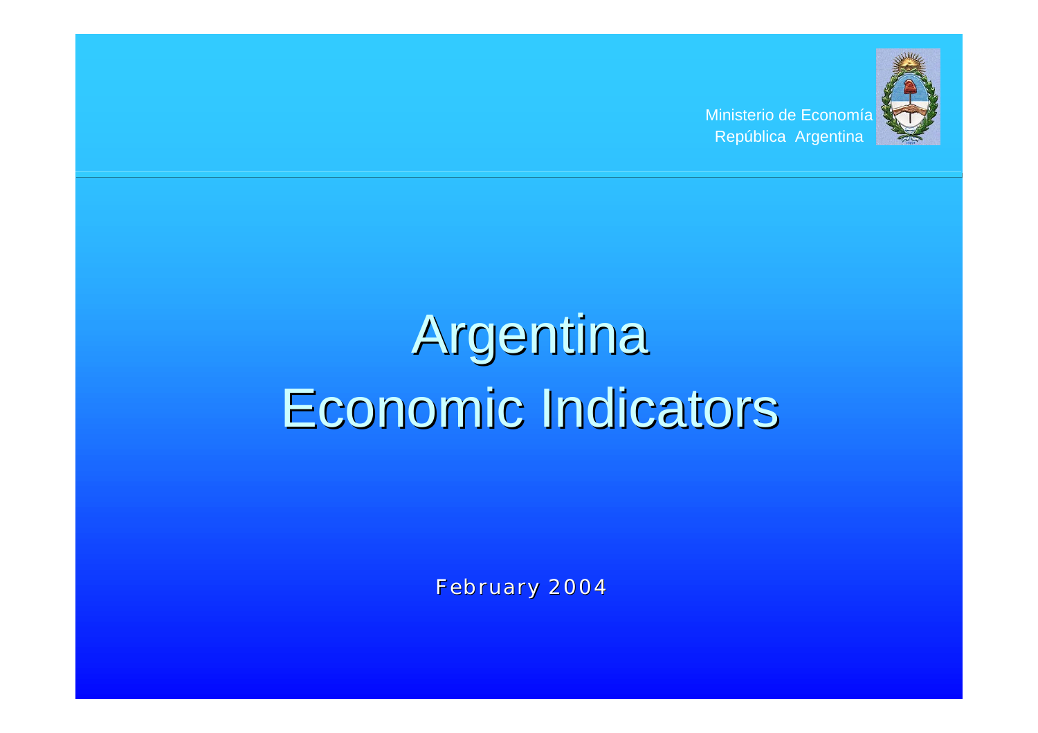Ministerio de Economía
República Argentina

# Argentina
# Economic Indicators

February 2004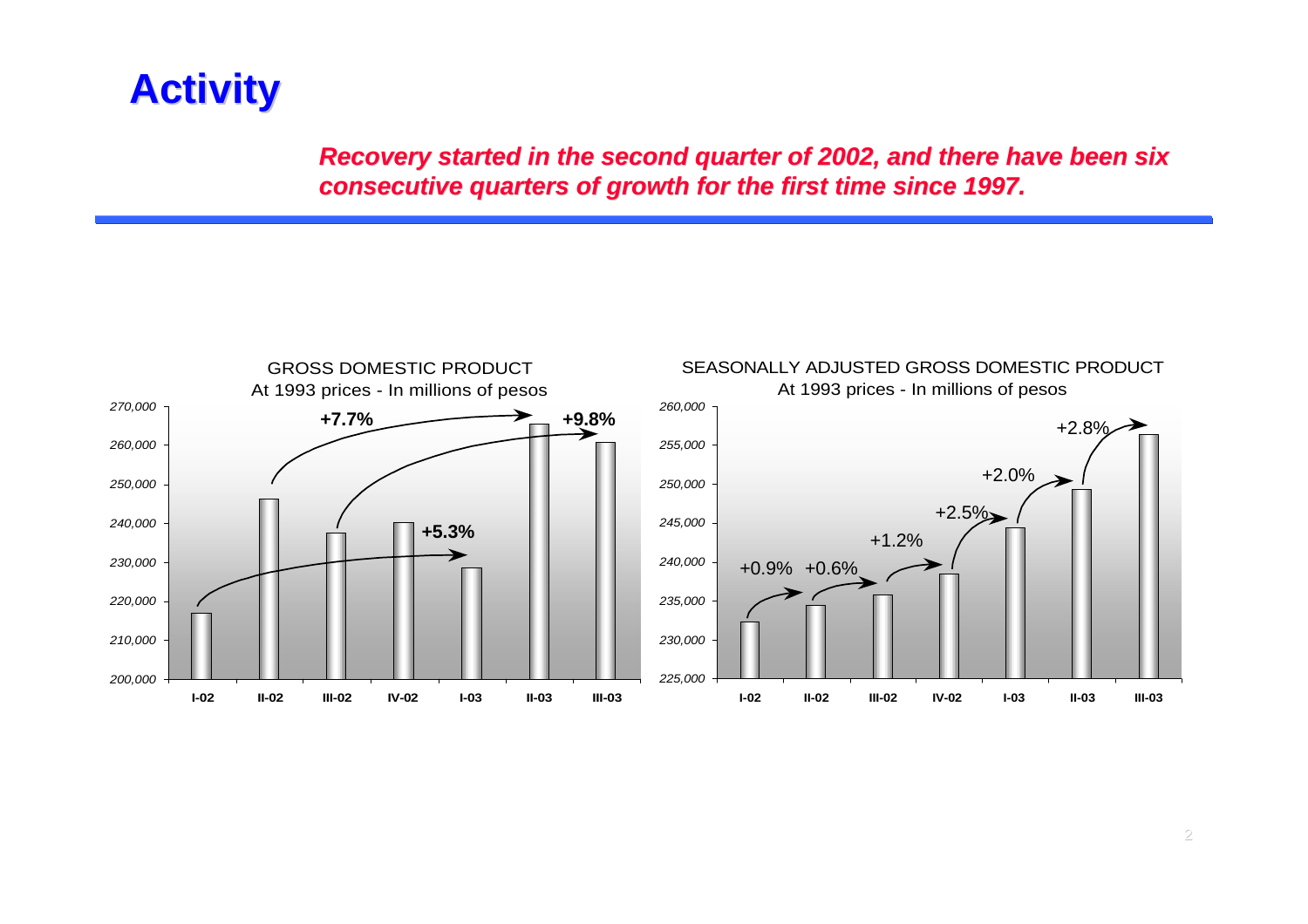# Activity

***Recovery started in the second quarter of 2002, and there have been six consecutive quarters of growth for the first time since 1997.***

GROSS DOMESTIC PRODUCT
At 1993 prices - In millions of pesos

270,000
260,000
250,000
240,000
230,000
220,000
210,000
200,000

**+7.7%** **+9.8%** **+5.3%**

**I-02** **II-02** **III-02** **IV-02** **I-03** **II-03** **III-03**

SEASONALLY ADJUSTED GROSS DOMESTIC PRODUCT
At 1993 prices - In millions of pesos

260,000
255,000
250,000
245,000
240,000
235,000
230,000
225,000

+0.9% +0.6% +1.2% +2.5% +2.0% +2.8%

**I-02** **II-02** **III-02** **IV-02** **I-03** **II-03** **III-03**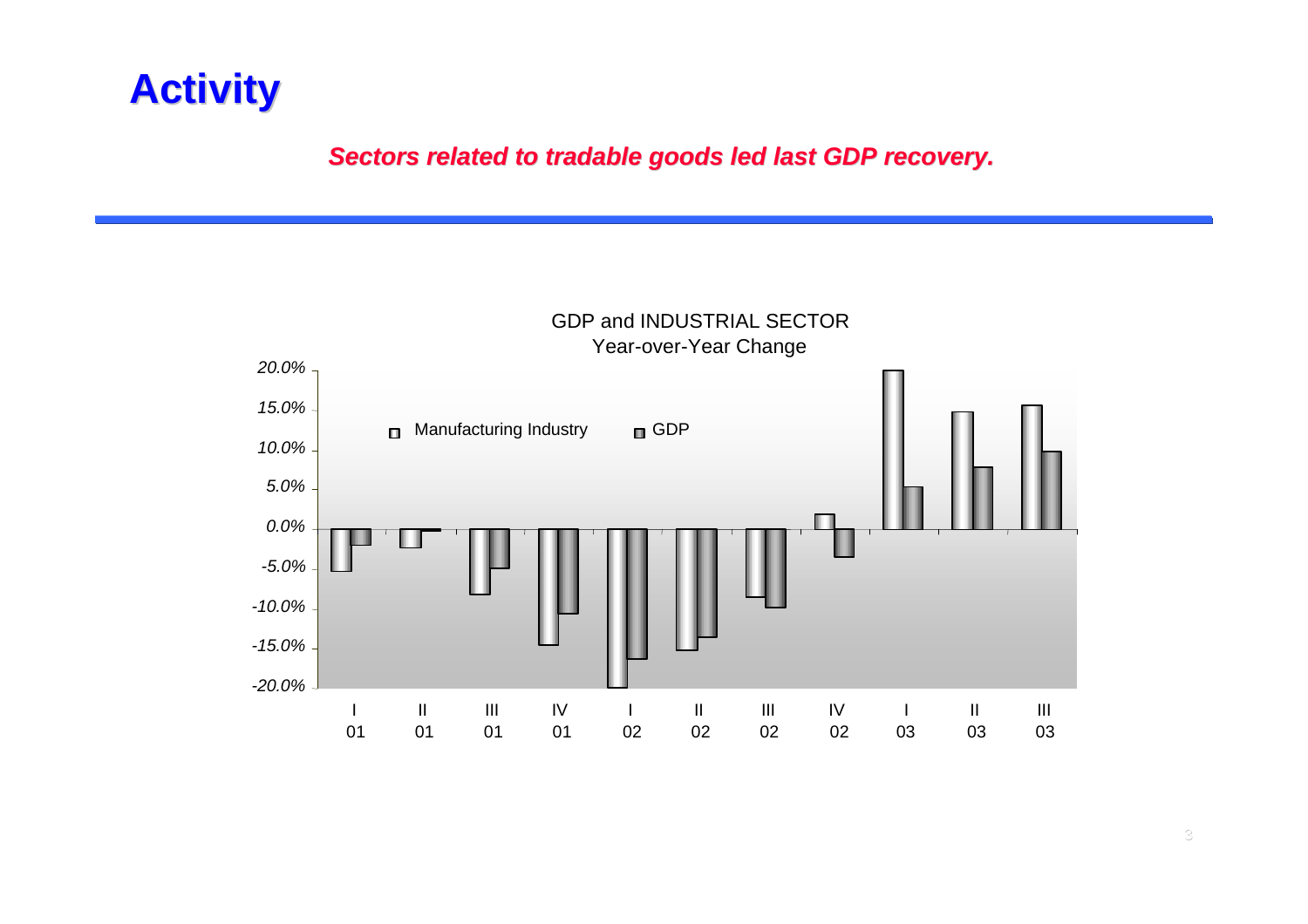# Activity

***Sectors related to tradable goods led last GDP recovery.***

GDP and INDUSTRIAL SECTOR
Year-over-Year Change

Manufacturing Industry | GDP

20.0%
15.0%
10.0%
5.0%
0.0%
-5.0%
-10.0%
-15.0%
-20.0%

| I 01 | II 01 | III 01 | IV 01 | I 02 | II 02 | III 02 | IV 02 | I 03 | II 03 | III 03 |
|---|---|---|---|---|---|---|---|---|---|---|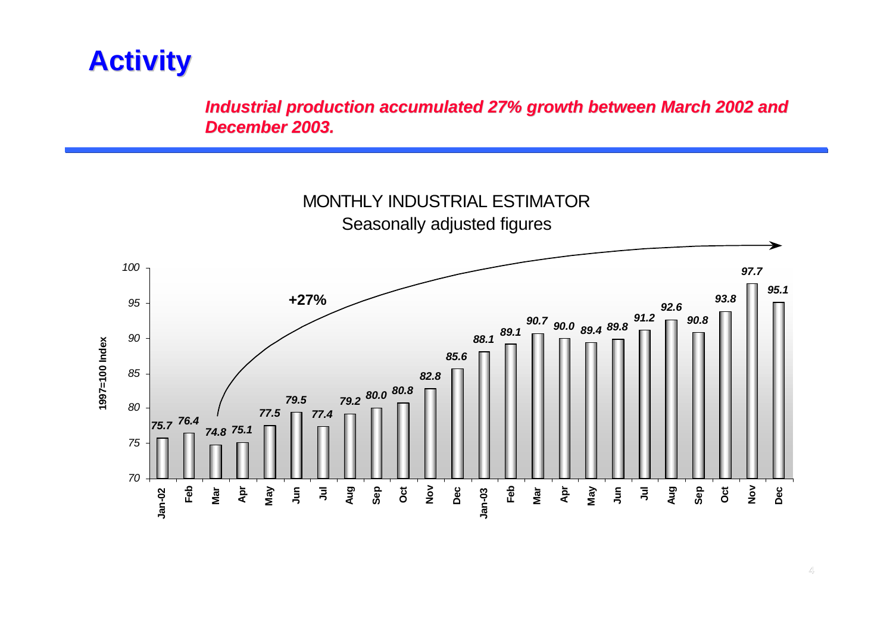# Activity

***Industrial production accumulated 27% growth between March 2002 and December 2003.***

MONTHLY INDUSTRIAL ESTIMATOR

Seasonally adjusted figures

(1997=100 Index)

| Month | Index |
|---|---|
| Jan-02 | 75.7 |
| Feb | 76.4 |
| Mar | 74.8 |
| Apr | 75.1 |
| May | 77.5 |
| Jun | 79.5 |
| Jul | 77.4 |
| Aug | 79.2 |
| Sep | 80.0 |
| Oct | 80.8 |
| Nov | 82.8 |
| Dec | 85.6 |
| Jan-03 | 88.1 |
| Feb | 89.1 |
| Mar | 90.7 |
| Apr | 90.0 |
| May | 89.4 |
| Jun | 89.8 |
| Jul | 91.2 |
| Aug | 92.6 |
| Sep | 90.8 |
| Oct | 93.8 |
| Nov | 97.7 |
| Dec | 95.1 |

+27%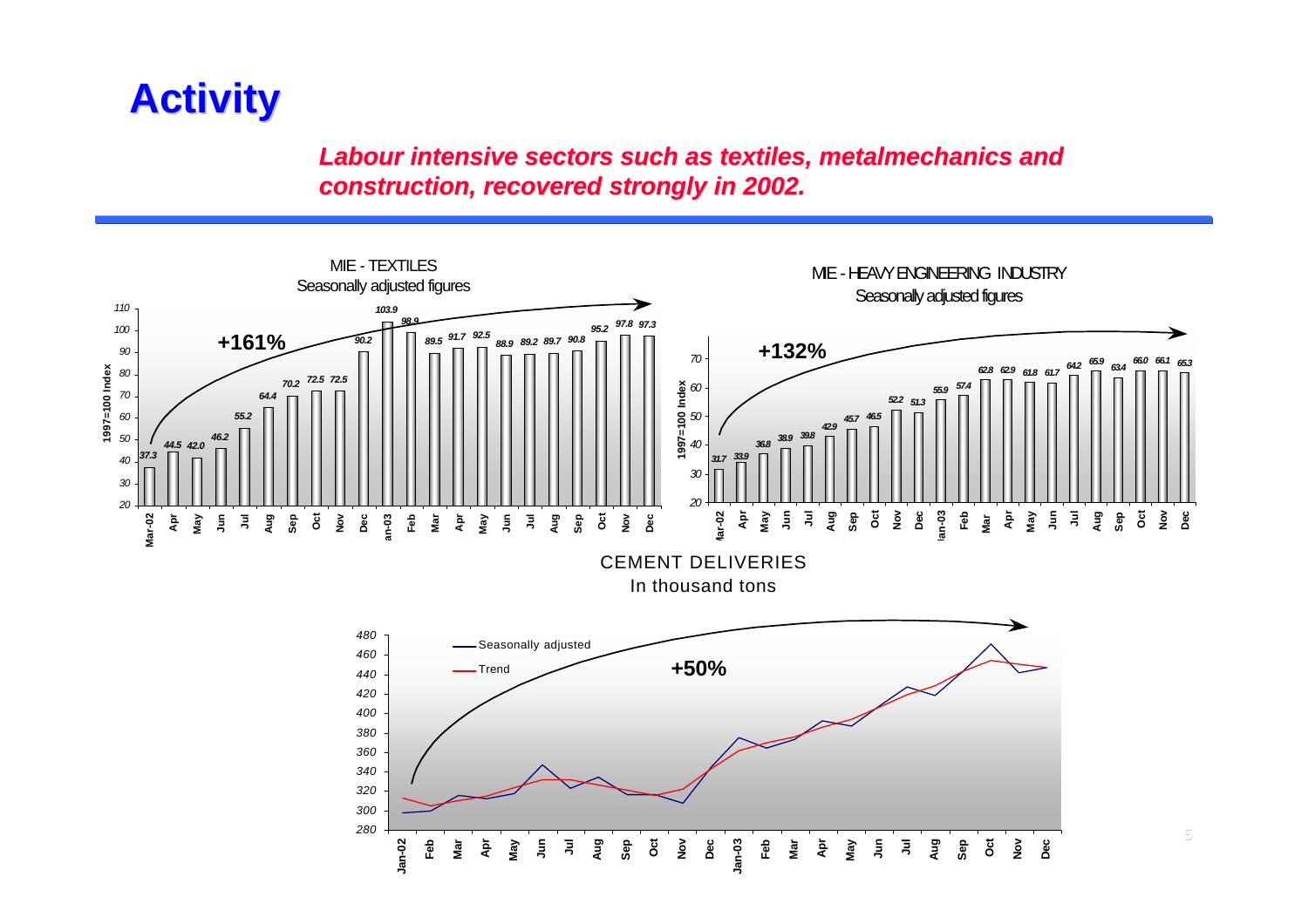# Activity

***Labour intensive sectors such as textiles, metalmechanics and construction, recovered strongly in 2002.***

MIE - TEXTILES
Seasonally adjusted figures

+161%

| Month | 1997=100 Index |
|---|---|
| Mar-02 | 37.3 |
| Apr | 44.5 |
| May | 42.0 |
| Jun | 46.2 |
| Jul | 55.2 |
| Aug | 64.4 |
| Sep | 70.2 |
| Oct | 72.5 |
| Nov | 72.5 |
| Dec | 90.2 |
| Jan-03 | 103.9 |
| Feb | 98.9 |
| Mar | 89.5 |
| Apr | 91.7 |
| May | 92.5 |
| Jun | 88.9 |
| Jul | 89.2 |
| Aug | 89.7 |
| Sep | 90.8 |
| Oct | 95.2 |
| Nov | 97.8 |
| Dec | 97.3 |

MIE - HEAVY ENGINEERING INDUSTRY
Seasonally adjusted figures

+132%

| Month | 1997=100 Index |
|---|---|
| Mar-02 | 31.7 |
| Apr | 33.9 |
| May | 36.8 |
| Jun | 38.9 |
| Jul | 39.8 |
| Aug | 42.9 |
| Sep | 45.7 |
| Oct | 46.5 |
| Nov | 52.2 |
| Dec | 51.3 |
| Jan-03 | 55.9 |
| Feb | 57.4 |
| Mar | 62.8 |
| Apr | 62.9 |
| May | 61.8 |
| Jun | 61.7 |
| Jul | 64.2 |
| Aug | 65.9 |
| Sep | 63.4 |
| Oct | 66.0 |
| Nov | 66.1 |
| Dec | 65.3 |

CEMENT DELIVERIES
In thousand tons

+50%

Seasonally adjusted
Trend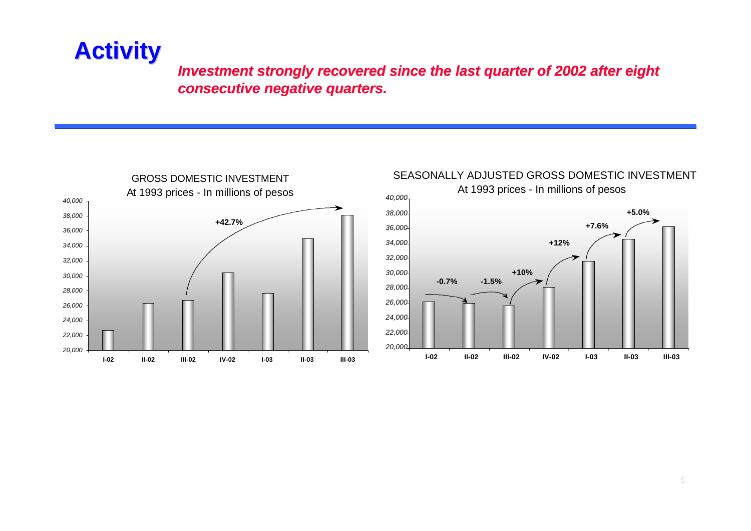# Activity

***Investment strongly recovered since the last quarter of 2002 after eight consecutive negative quarters.***

GROSS DOMESTIC INVESTMENT
At 1993 prices - In millions of pesos

+42.7%

SEASONALLY ADJUSTED GROSS DOMESTIC INVESTMENT
At 1993 prices - In millions of pesos

-0.7% -1.5% +10% +12% +7.6% +5.0%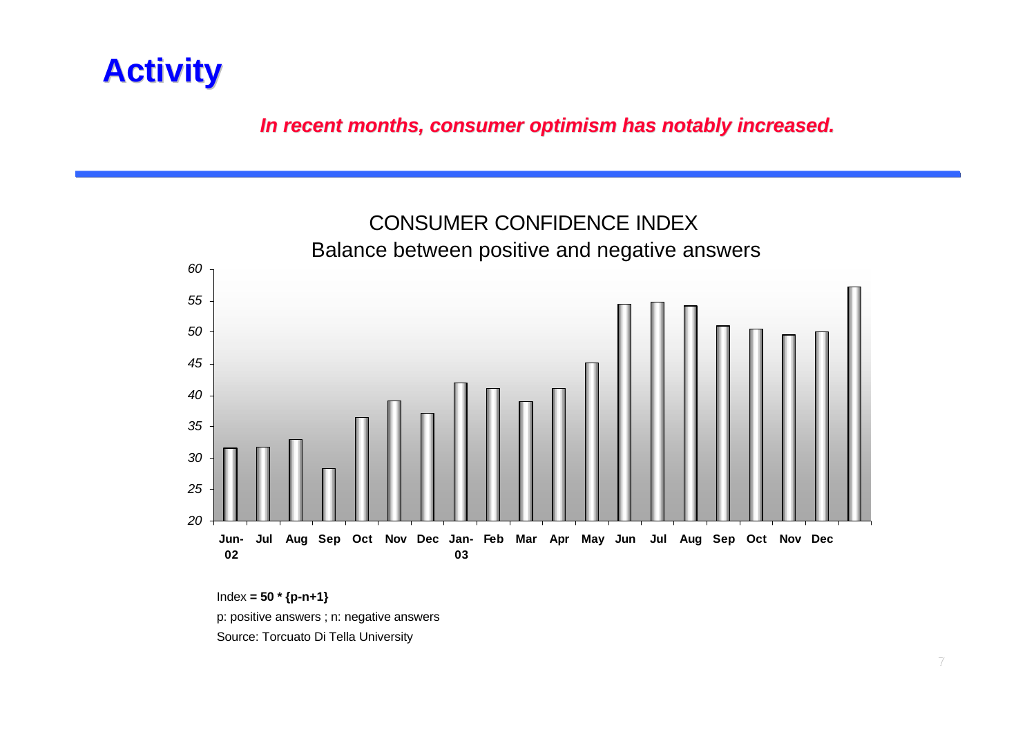# Activity

***In recent months, consumer optimism has notably increased.***

CONSUMER CONFIDENCE INDEX

Balance between positive and negative answers

| Month | Index (approx.) |
|---|---|
| Jun-02 | 31.5 |
| Jul | 31.7 |
| Aug | 32.9 |
| Sep | 28.3 |
| Oct | 36.5 |
| Nov | 39.1 |
| Dec | 37.1 |
| Jan-03 | 42.0 |
| Feb | 41.1 |
| Mar | 39.0 |
| Apr | 41.1 |
| May | 45.1 |
| Jun | 54.5 |
| Jul | 54.8 |
| Aug | 54.2 |
| Sep | 51.0 |
| Oct | 50.5 |
| Nov | 49.6 |
| Dec | 50.0 |
| (unlabeled) | 57.2 |

Index **= 50 * {p-n+1}**

p: positive answers ; n: negative answers

Source: Torcuato Di Tella University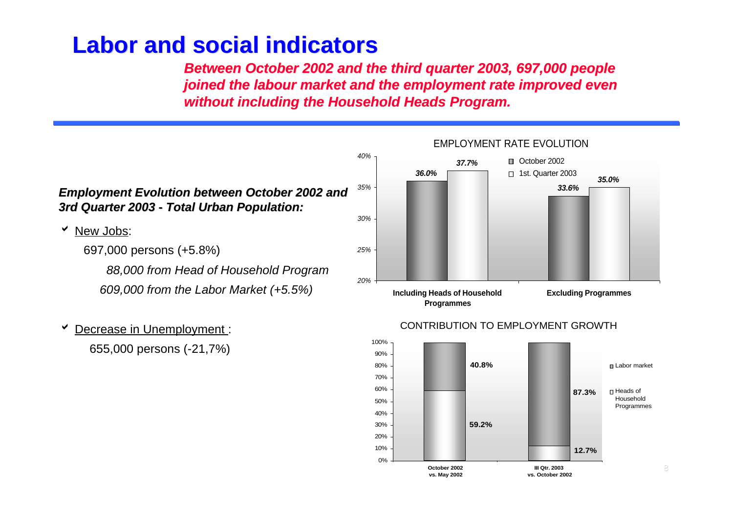# Labor and social indicators

***Between October 2002 and the third quarter 2003, 697,000 people joined the labour market and the employment rate improved even without including the Household Heads Program.***

***Employment Evolution between October 2002 and 3rd Quarter 2003 - Total Urban Population:***

- New Jobs:

  697,000 persons (+5.8%)

  *88,000 from Head of Household Program*

  *609,000 from the Labor Market (+5.5%)*

- Decrease in Unemployment :

  655,000 persons (-21,7%)

EMPLOYMENT RATE EVOLUTION

| | October 2002 | 1st. Quarter 2003 |
|---|---|---|
| Including Heads of Household Programmes | 36.0% | 37.7% |
| Excluding Programmes | 33.6% | 35.0% |

CONTRIBUTION TO EMPLOYMENT GROWTH

| | Labor market | Heads of Household Programmes |
|---|---|---|
| October 2002 vs. May 2002 | 40.8% | 59.2% |
| III Qtr. 2003 vs. October 2002 | 87.3% | 12.7% |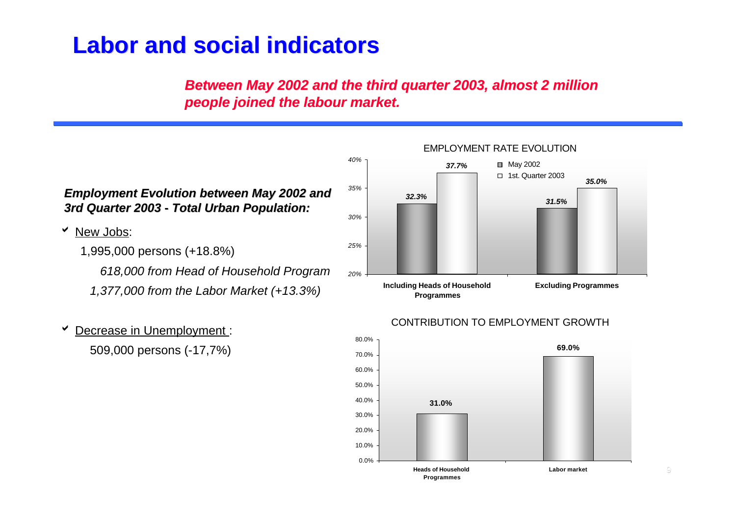# Labor and social indicators

***Between May 2002 and the third quarter 2003, almost 2 million people joined the labour market.***

***Employment Evolution between May 2002 and 3rd Quarter 2003 - Total Urban Population:***

- New Jobs:
  1,995,000 persons (+18.8%)
  *618,000 from Head of Household Program*
  *1,377,000 from the Labor Market (+13.3%)*

- Decrease in Unemployment :
  509,000 persons (-17,7%)

EMPLOYMENT RATE EVOLUTION

| | May 2002 | 1st. Quarter 2003 |
|---|---|---|
| Including Heads of Household Programmes | 32.3% | 37.7% |
| Excluding Programmes | 31.5% | 35.0% |

CONTRIBUTION TO EMPLOYMENT GROWTH

| | |
|---|---|
| Heads of Household Programmes | 31.0% |
| Labor market | 69.0% |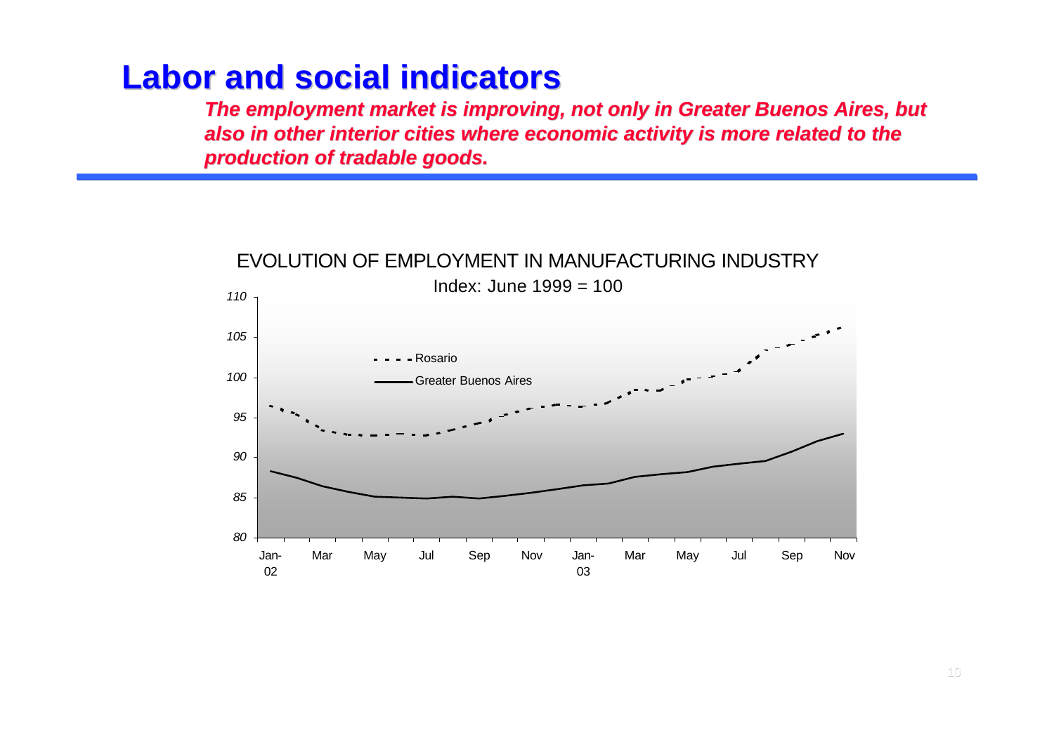# Labor and social indicators

***The employment market is improving, not only in Greater Buenos Aires, but also in other interior cities where economic activity is more related to the production of tradable goods.***

EVOLUTION OF EMPLOYMENT IN MANUFACTURING INDUSTRY

Index: June 1999 = 100

- Rosario
- Greater Buenos Aires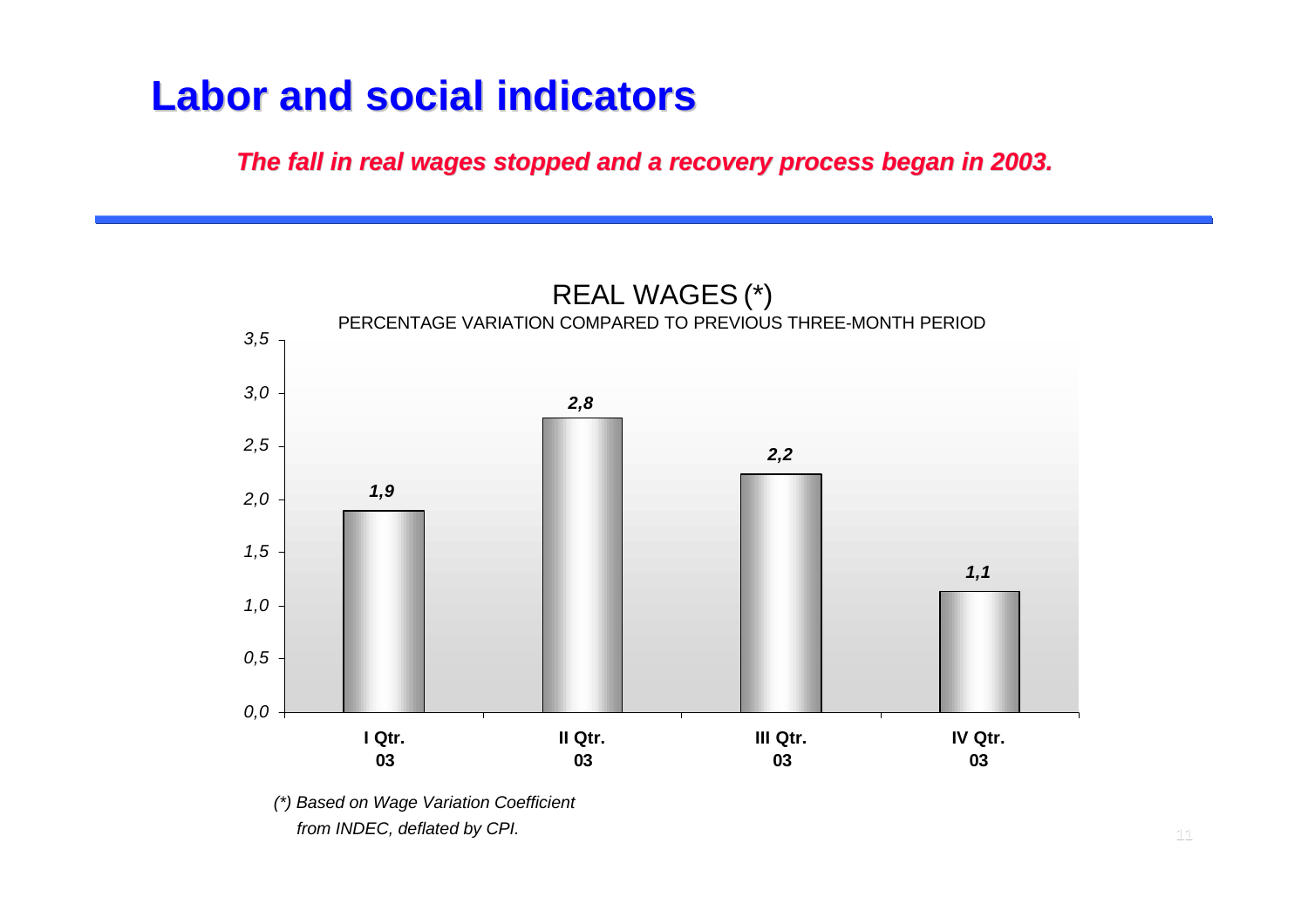# Labor and social indicators

***The fall in real wages stopped and a recovery process began in 2003.***

REAL WAGES (*)

PERCENTAGE VARIATION COMPARED TO PREVIOUS THREE-MONTH PERIOD

| Quarter | Variation (%) |
|---|---|
| I Qtr. 03 | 1,9 |
| II Qtr. 03 | 2,8 |
| III Qtr. 03 | 2,2 |
| IV Qtr. 03 | 1,1 |

*(*) Based on Wage Variation Coefficient from INDEC, deflated by CPI.*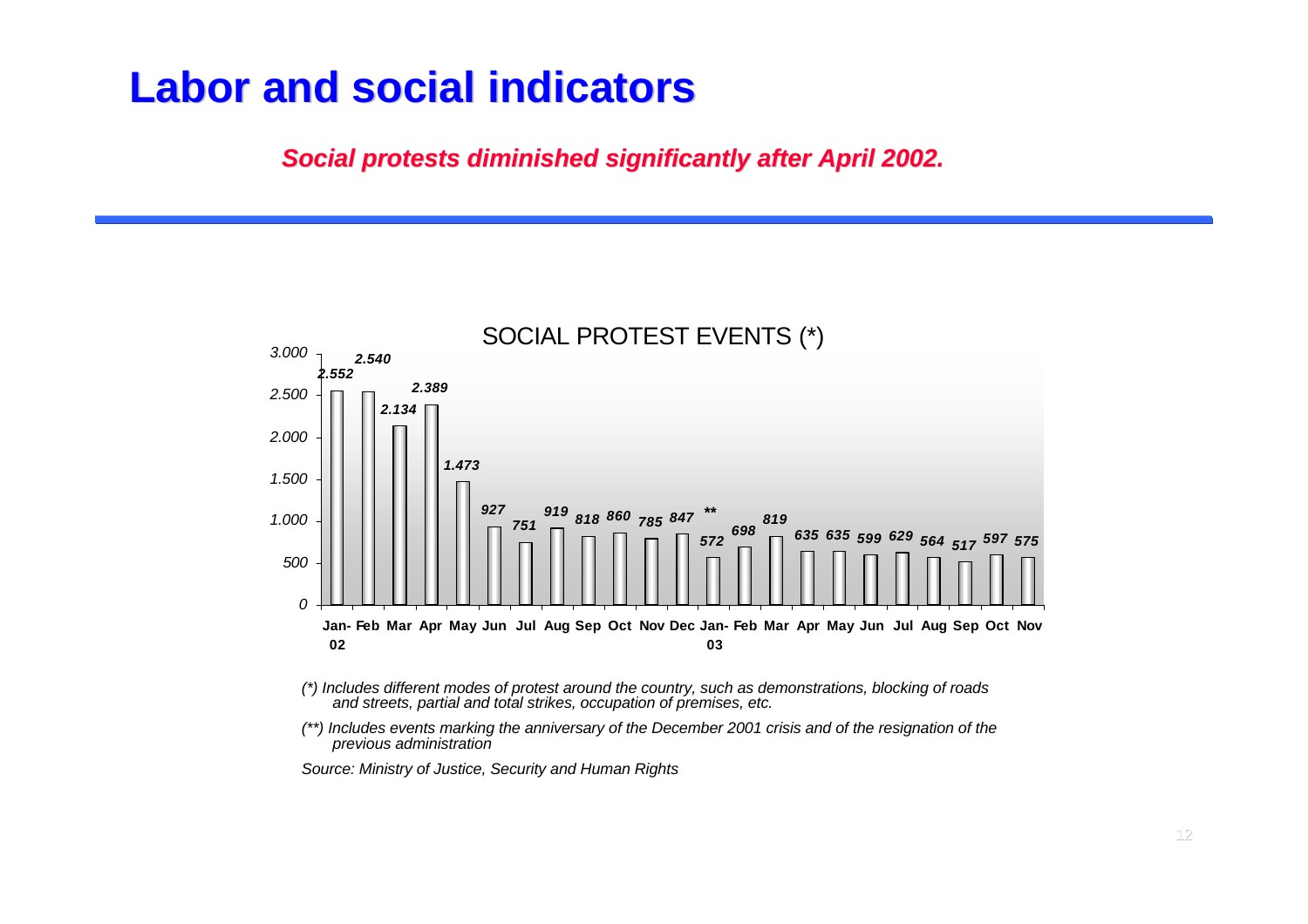# Labor and social indicators

***Social protests diminished significantly after April 2002.***

**SOCIAL PROTEST EVENTS (*)**

| Month | Events |
|---|---|
| Jan-02 | 2.552 |
| Feb | 2.540 |
| Mar | 2.134 |
| Apr | 2.389 |
| May | 1.473 |
| Jun | 927 |
| Jul | 751 |
| Aug | 919 |
| Sep | 818 |
| Oct | 860 |
| Nov | 785 |
| Dec | 847 |
| Jan-03 | 572 ** |
| Feb | 698 |
| Mar | 819 |
| Apr | 635 |
| May | 635 |
| Jun | 599 |
| Jul | 629 |
| Aug | 564 |
| Sep | 517 |
| Oct | 597 |
| Nov | 575 |

*(*) Includes different modes of protest around the country, such as demonstrations, blocking of roads and streets, partial and total strikes, occupation of premises, etc.*

*(**) Includes events marking the anniversary of the December 2001 crisis and of the resignation of the previous administration*

*Source: Ministry of Justice, Security and Human Rights*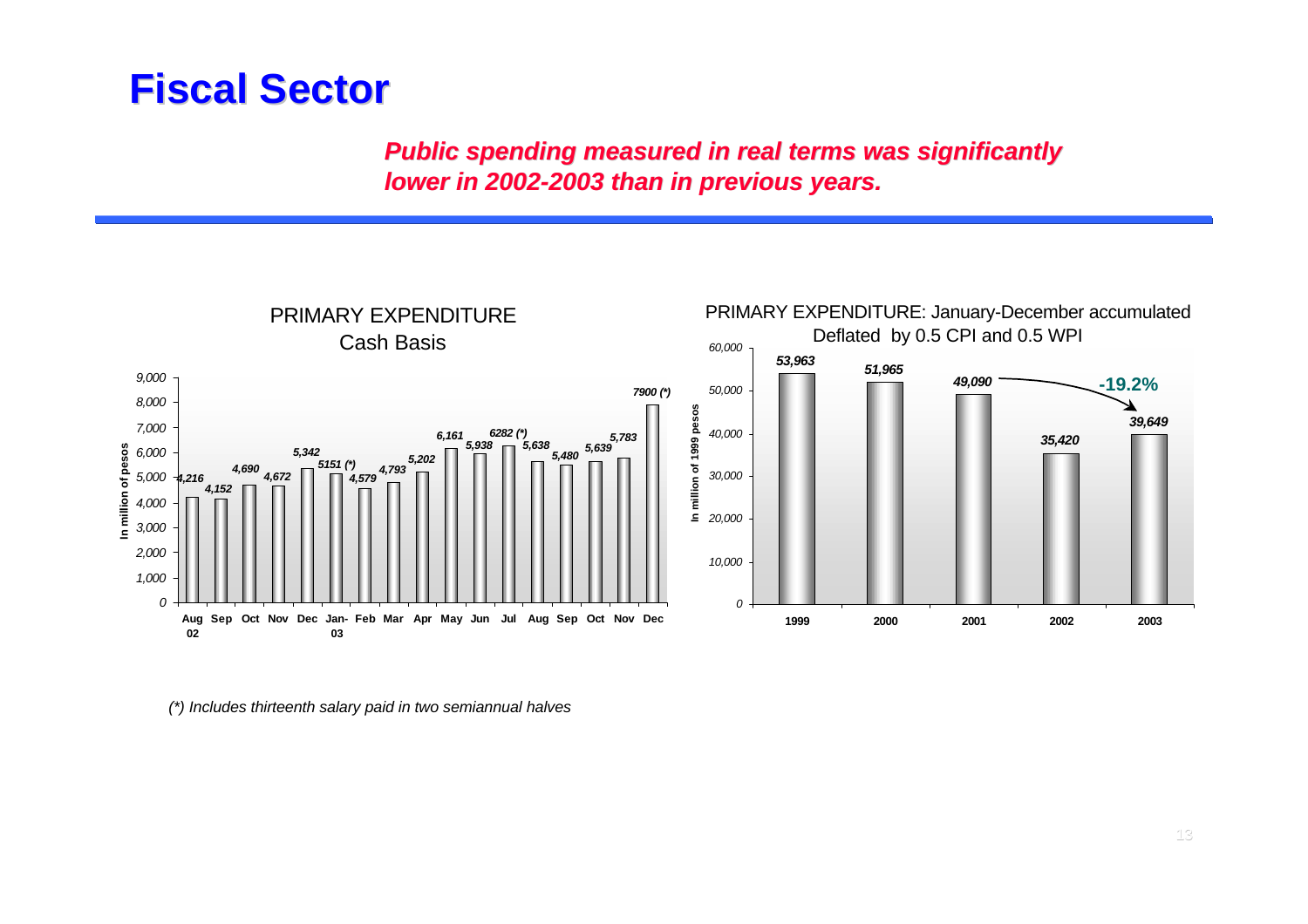# Fiscal Sector

***Public spending measured in real terms was significantly lower in 2002-2003 than in previous years.***

**PRIMARY EXPENDITURE**
**Cash Basis**

In million of pesos

| Month | Value |
|---|---|
| Aug 02 | 4,216 |
| Sep | 4,152 |
| Oct | 4,690 |
| Nov | 4,672 |
| Dec | 5,342 |
| Jan-03 | 5151 (*) |
| Feb | 4,579 |
| Mar | 4,793 |
| Apr | 5,202 |
| May | 6,161 |
| Jun | 5,938 |
| Jul | 6282 (*) |
| Aug | 5,638 |
| Sep | 5,480 |
| Oct | 5,639 |
| Nov | 5,783 |
| Dec | 7900 (*) |

**PRIMARY EXPENDITURE: January-December accumulated**
**Deflated by 0.5 CPI and 0.5 WPI**

In million of 1999 pesos

| Year | Value |
|---|---|
| 1999 | 53,963 |
| 2000 | 51,965 |
| 2001 | 49,090 |
| 2002 | 35,420 |
| 2003 | 39,649 |

2001 → 2003: -19.2%

*(\*) Includes thirteenth salary paid in two semiannual halves*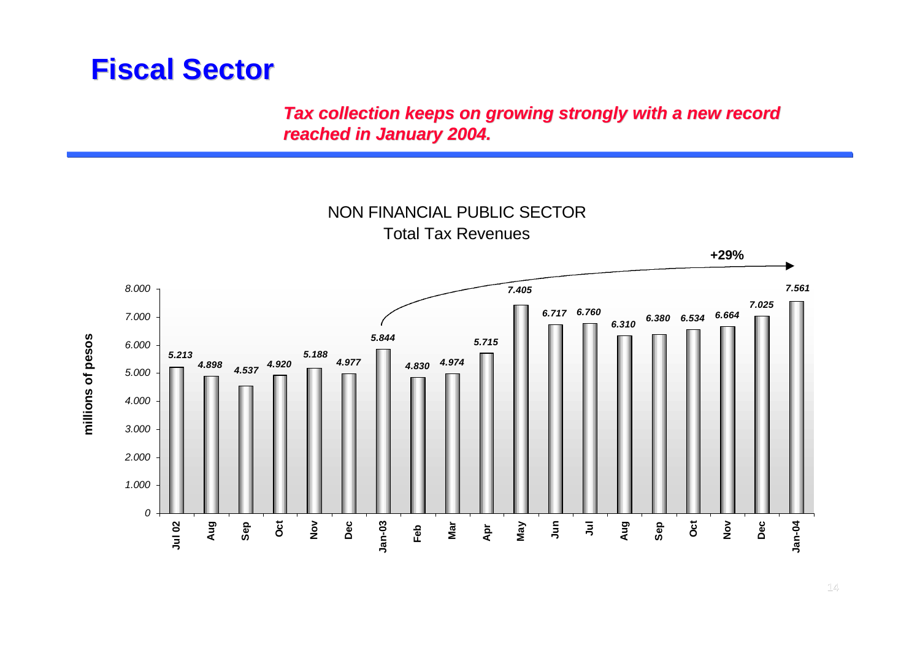# Fiscal Sector

***Tax collection keeps on growing strongly with a new record reached in January 2004.***

NON FINANCIAL PUBLIC SECTOR
Total Tax Revenues

(millions of pesos)

| Month | Total Tax Revenues |
|---|---|
| Jul 02 | 5.213 |
| Aug | 4.898 |
| Sep | 4.537 |
| Oct | 4.920 |
| Nov | 5.188 |
| Dec | 4.977 |
| Jan-03 | 5.844 |
| Feb | 4.830 |
| Mar | 4.974 |
| Apr | 5.715 |
| May | 7.405 |
| Jun | 6.717 |
| Jul | 6.760 |
| Aug | 6.310 |
| Sep | 6.380 |
| Oct | 6.534 |
| Nov | 6.664 |
| Dec | 7.025 |
| Jan-04 | 7.561 |

+29% (Jan-03 to Jan-04)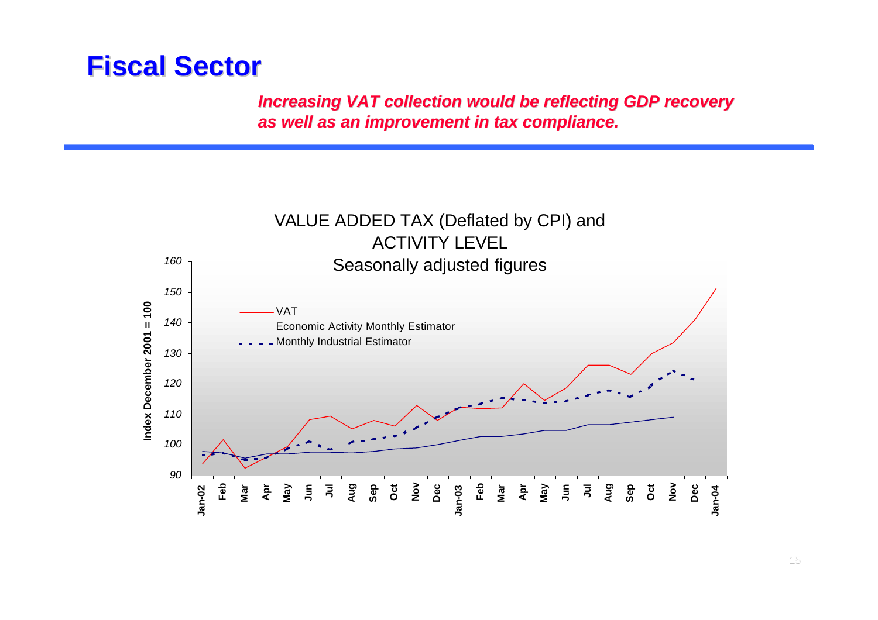# Fiscal Sector

***Increasing VAT collection would be reflecting GDP recovery as well as an improvement in tax compliance.***

VALUE ADDED TAX (Deflated by CPI) and ACTIVITY LEVEL
Seasonally adjusted figures

- VAT
- Economic Activity Monthly Estimator
- Monthly Industrial Estimator

Index December 2001 = 100

160, 150, 140, 130, 120, 110, 100, 90

Jan-02, Feb, Mar, Apr, May, Jun, Jul, Aug, Sep, Oct, Nov, Dec, Jan-03, Feb, Mar, Apr, May, Jun, Jul, Aug, Sep, Oct, Nov, Dec, Jan-04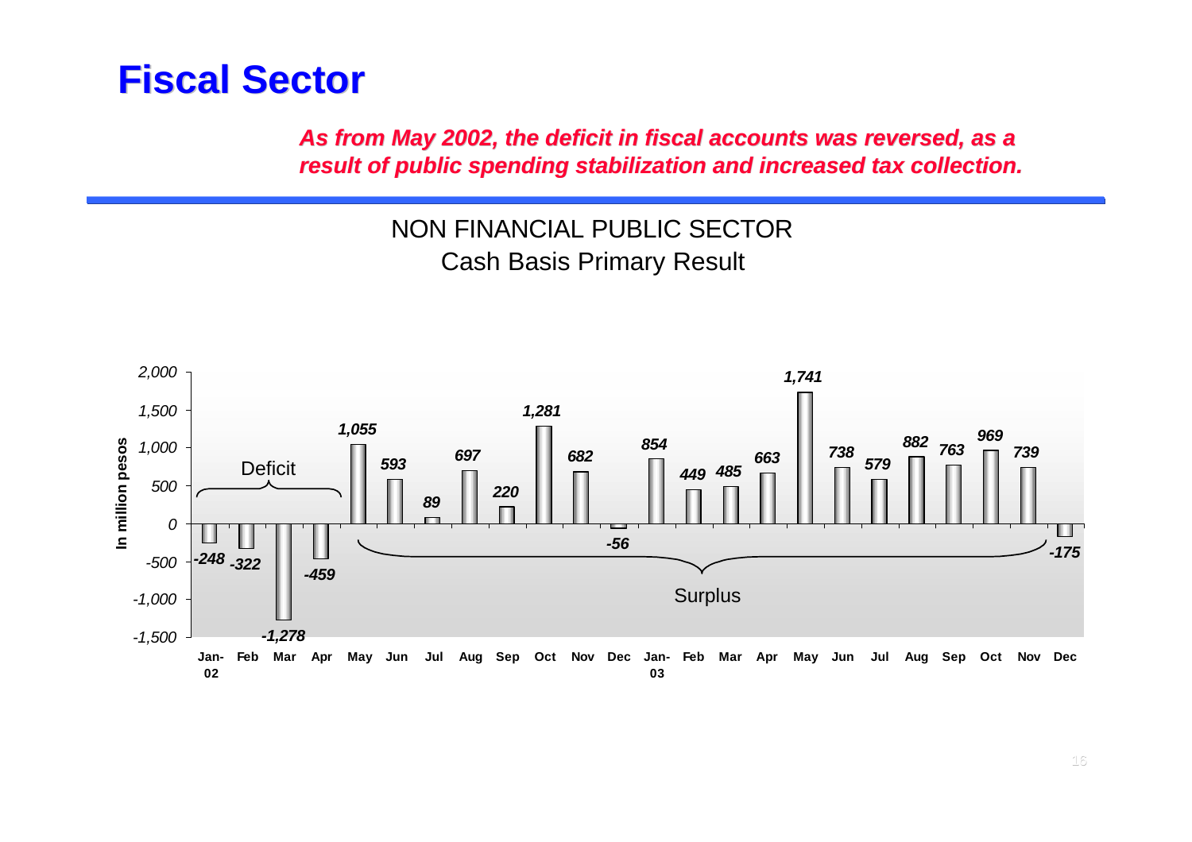# Fiscal Sector

***As from May 2002, the deficit in fiscal accounts was reversed, as a result of public spending stabilization and increased tax collection.***

NON FINANCIAL PUBLIC SECTOR
Cash Basis Primary Result

In million pesos

| Month | Result |
|---|---|
| Jan-02 | -248 |
| Feb | -322 |
| Mar | -1,278 |
| Apr | -459 |
| May | 1,055 |
| Jun | 593 |
| Jul | 89 |
| Aug | 697 |
| Sep | 220 |
| Oct | 1,281 |
| Nov | 682 |
| Dec | -56 |
| Jan-03 | 854 |
| Feb | 449 |
| Mar | 485 |
| Apr | 663 |
| May | 1,741 |
| Jun | 738 |
| Jul | 579 |
| Aug | 882 |
| Sep | 763 |
| Oct | 969 |
| Nov | 739 |
| Dec | -175 |

Deficit: Jan-02 to Apr-02. Surplus: May-02 to Nov-03.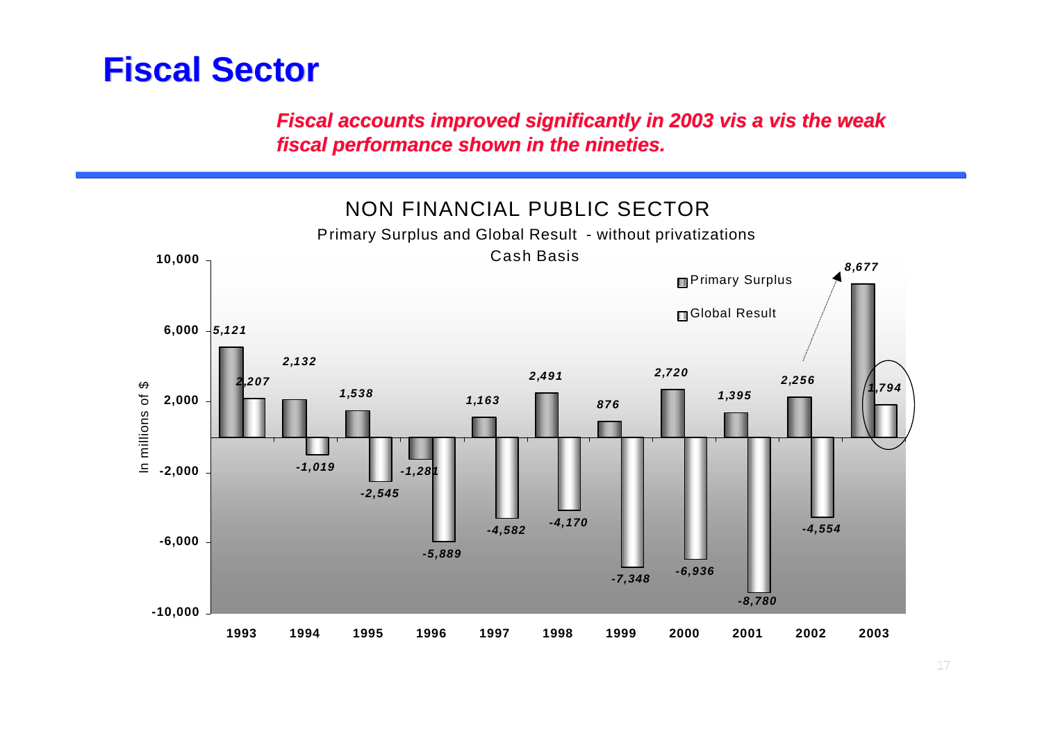# Fiscal Sector

***Fiscal accounts improved significantly in 2003 vis a vis the weak fiscal performance shown in the nineties.***

NON FINANCIAL PUBLIC SECTOR

Primary Surplus and Global Result - without privatizations

Cash Basis

In millions of $

| Year | Primary Surplus | Global Result |
|---|---|---|
| 1993 | 5,121 | 2,207 |
| 1994 | 2,132 | -1,019 |
| 1995 | 1,538 | -2,545 |
| 1996 | -1,281 | -5,889 |
| 1997 | 1,163 | -4,582 |
| 1998 | 2,491 | -4,170 |
| 1999 | 876 | -7,348 |
| 2000 | 2,720 | -6,936 |
| 2001 | 1,395 | -8,780 |
| 2002 | 2,256 | -4,554 |
| 2003 | 8,677 | 1,794 |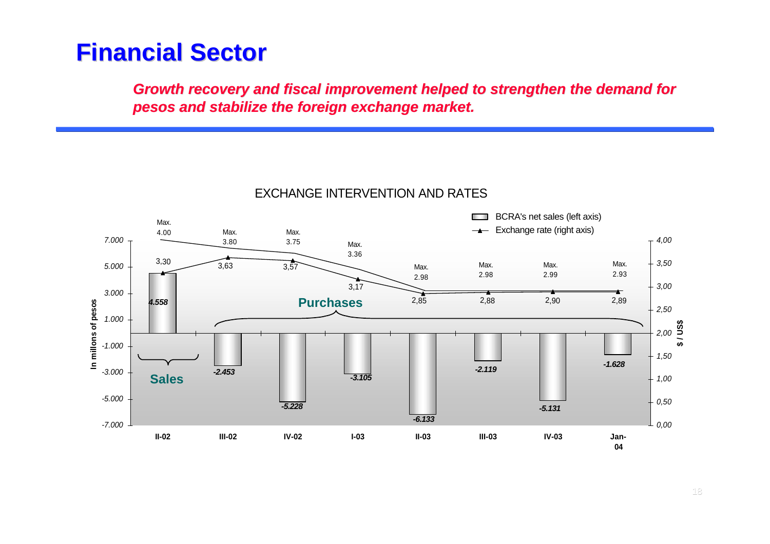# Financial Sector

***Growth recovery and fiscal improvement helped to strengthen the demand for pesos and stabilize the foreign exchange market.***

EXCHANGE INTERVENTION AND RATES

| Period | BCRA's net sales (left axis, in millions of pesos) | Exchange rate (right axis, $ / US$) | Max. |
|---|---|---|---|
| II-02 | 4.558 | 3,30 | 4.00 |
| III-02 | -2.453 | 3,63 | 3.80 |
| IV-02 | -5.228 | 3,57 | 3.75 |
| I-03 | -3.105 | 3,17 | 3.36 |
| II-03 | -6.133 | 2,85 | 2.98 |
| III-03 | -2.119 | 2,88 | 2.98 |
| IV-03 | -5.131 | 2,90 | 2.99 |
| Jan-04 | -1.628 | 2,89 | 2.93 |

Sales: II-02. Purchases: III-02 to Jan-04.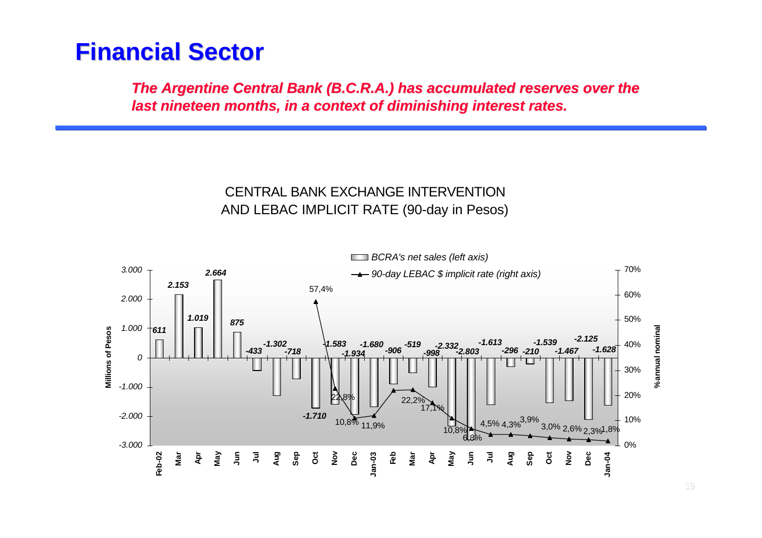# Financial Sector

***The Argentine Central Bank (B.C.R.A.) has accumulated reserves over the last nineteen months, in a context of diminishing interest rates.***

CENTRAL BANK EXCHANGE INTERVENTION AND LEBAC IMPLICIT RATE (90-day in Pesos)

| Month | BCRA's net sales (left axis, Millions of Pesos) | 90-day LEBAC $ implicit rate (right axis, % annual nominal) |
|---|---|---|
| Feb-02 | 611 | |
| Mar | 2.153 | |
| Apr | 1.019 | |
| May | 2.664 | |
| Jun | 875 | |
| Jul | -433 | |
| Aug | -1.302 | |
| Sep | -718 | |
| Oct | -1.710 | 57,4% |
| Nov | -1.583 | 22,8% |
| Dec | -1.934 | 10,8% |
| Jan-03 | -1.680 | 11,9% |
| Feb | -906 | |
| Mar | -519 | 22,2% |
| Apr | -998 | 17,1% |
| May | -2.332 | 10,8% |
| Jun | -2.803 | 6,8% |
| Jul | -1.613 | 4,5% |
| Aug | -296 | 4,3% |
| Sep | -210 | 3,9% |
| Oct | -1.539 | 3,0% |
| Nov | -1.467 | 2,6% |
| Dec | -2.125 | 2,3% |
| Jan-04 | -1.628 | 1,8% |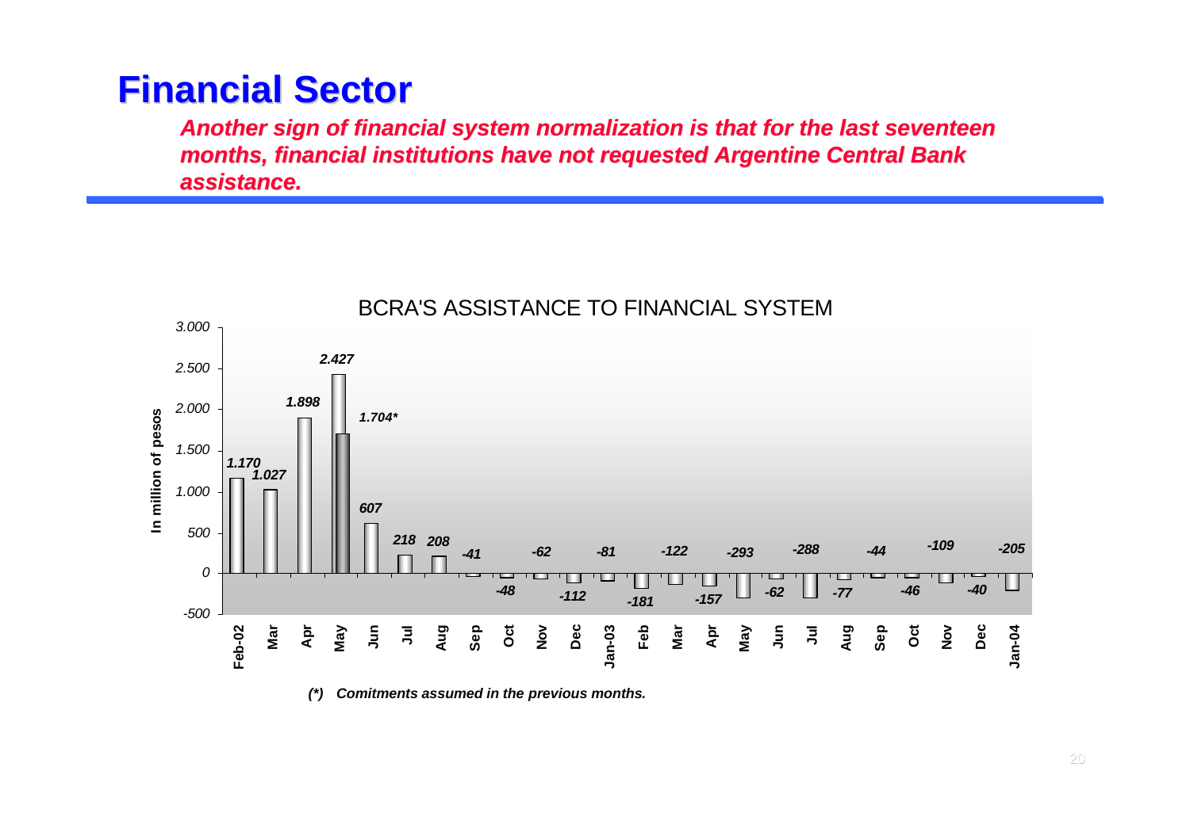# Financial Sector

***Another sign of financial system normalization is that for the last seventeen months, financial institutions have not requested Argentine Central Bank assistance.***

BCRA'S ASSISTANCE TO FINANCIAL SYSTEM

In million of pesos

| Month | Value |
| --- | --- |
| Feb-02 | 1.170 |
| Mar | 1.027 |
| Apr | 1.898 |
| May | 2.427 |
| May | 1.704* |
| Jun | 607 |
| Jul | 218 |
| Aug | 208 |
| Sep | -41 |
| Oct | -48 |
| Nov | -62 |
| Dec | -112 |
| Jan-03 | -81 |
| Feb | -181 |
| Mar | -122 |
| Apr | -157 |
| May | -293 |
| Jun | -62 |
| Jul | -288 |
| Aug | -77 |
| Sep | -44 |
| Oct | -46 |
| Nov | -109 |
| Dec | -40 |
| Jan-04 | -205 |

*(\*) Comitments assumed in the previous months.*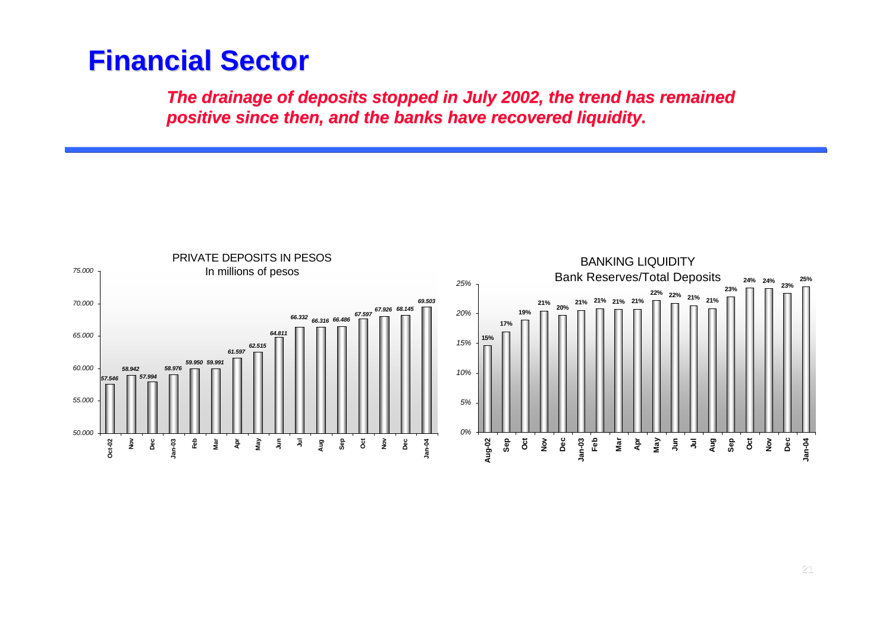# Financial Sector

***The drainage of deposits stopped in July 2002, the trend has remained positive since then, and the banks have recovered liquidity.***

**PRIVATE DEPOSITS IN PESOS**
In millions of pesos

| Month | Deposits |
|---|---|
| Oct-02 | 57.546 |
| Nov | 58.942 |
| Dec | 57.994 |
| Jan-03 | 58.976 |
| Feb | 59.950 |
| Mar | 59.991 |
| Apr | 61.597 |
| May | 62.515 |
| Jun | 64.811 |
| Jul | 66.332 |
| Aug | 66.316 |
| Sep | 66.486 |
| Oct | 67.597 |
| Nov | 67.926 |
| Dec | 68.145 |
| Jan-04 | 69.503 |

**BANKING LIQUIDITY**
Bank Reserves/Total Deposits

| Month | Ratio |
|---|---|
| Aug-02 | 15% |
| Sep | 17% |
| Oct | 19% |
| Nov | 21% |
| Dec | 20% |
| Jan-03 | 21% |
| Feb | 21% |
| Mar | 21% |
| Apr | 21% |
| May | 22% |
| Jun | 22% |
| Jul | 21% |
| Aug | 21% |
| Sep | 23% |
| Oct | 24% |
| Nov | 24% |
| Dec | 23% |
| Jan-04 | 25% |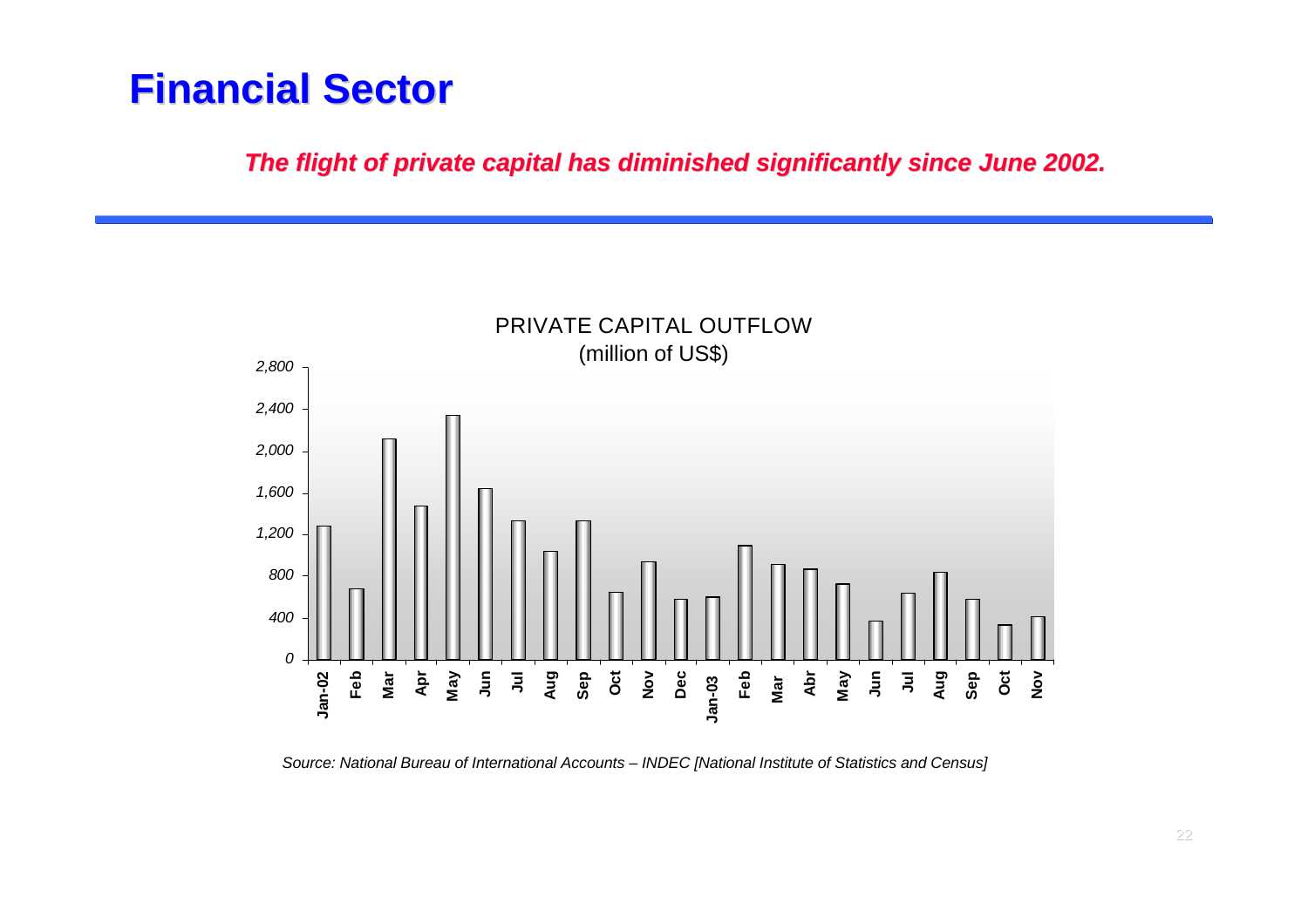# Financial Sector

***The flight of private capital has diminished significantly since June 2002.***

PRIVATE CAPITAL OUTFLOW
(million of US$)

*Source: National Bureau of International Accounts – INDEC [National Institute of Statistics and Census]*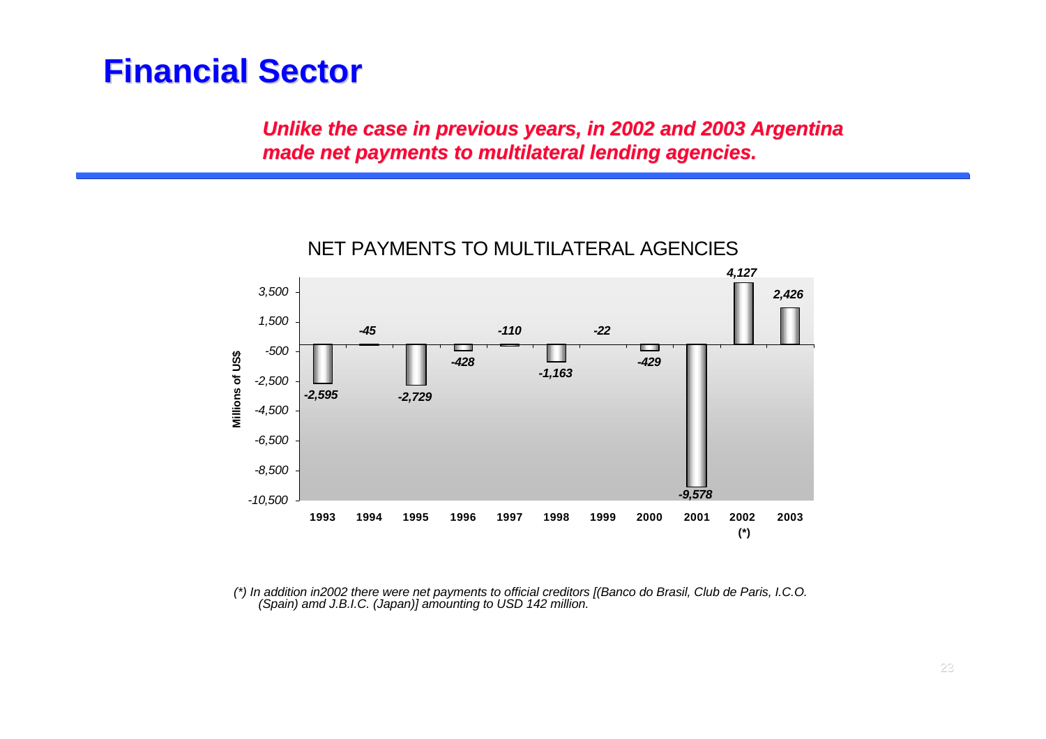# Financial Sector

***Unlike the case in previous years, in 2002 and 2003 Argentina made net payments to multilateral lending agencies.***

NET PAYMENTS TO MULTILATERAL AGENCIES

| Year | Millions of US$ |
|---|---|
| 1993 | -2,595 |
| 1994 | -45 |
| 1995 | -2,729 |
| 1996 | -428 |
| 1997 | -110 |
| 1998 | -1,163 |
| 1999 | -22 |
| 2000 | -429 |
| 2001 | -9,578 |
| 2002 (*) | 4,127 |
| 2003 | 2,426 |

*(\*) In addition in2002 there were net payments to official creditors [(Banco do Brasil, Club de Paris, I.C.O. (Spain) amd J.B.I.C. (Japan)] amounting to USD 142 million.*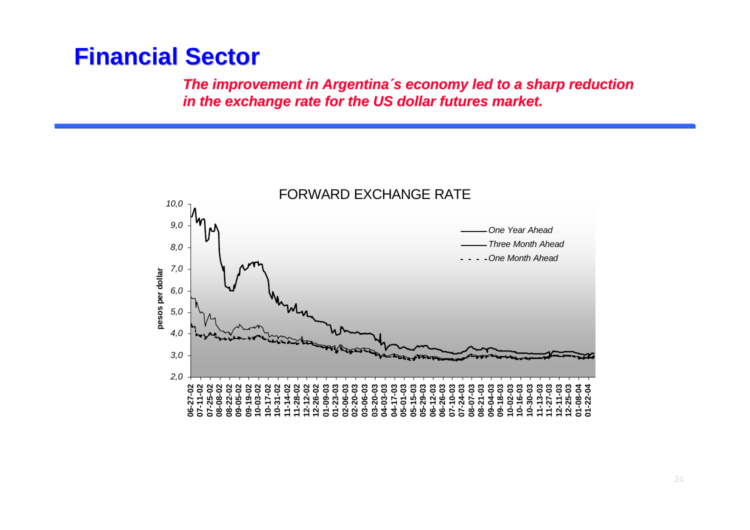# Financial Sector

***The improvement in Argentina´s economy led to a sharp reduction in the exchange rate for the US dollar futures market.***

FORWARD EXCHANGE RATE

pesos per dollar

10,0
9,0
8,0
7,0
6,0
5,0
4,0
3,0
2,0

*One Year Ahead*
*Three Month Ahead*
*One Month Ahead*

06-27-02, 07-11-02, 07-25-02, 08-08-02, 08-22-02, 09-05-02, 09-19-02, 10-03-02, 10-17-02, 10-31-02, 11-14-02, 11-28-02, 12-12-02, 12-26-02, 01-09-03, 01-23-03, 02-06-03, 02-20-03, 03-06-03, 03-20-03, 04-03-03, 04-17-03, 05-01-03, 05-15-03, 05-29-03, 06-12-03, 06-26-03, 07-10-03, 07-24-03, 08-07-03, 08-21-03, 09-04-03, 09-18-03, 10-02-03, 10-16-03, 10-30-03, 11-13-03, 11-27-03, 12-11-03, 12-25-03, 01-08-04, 01-22-04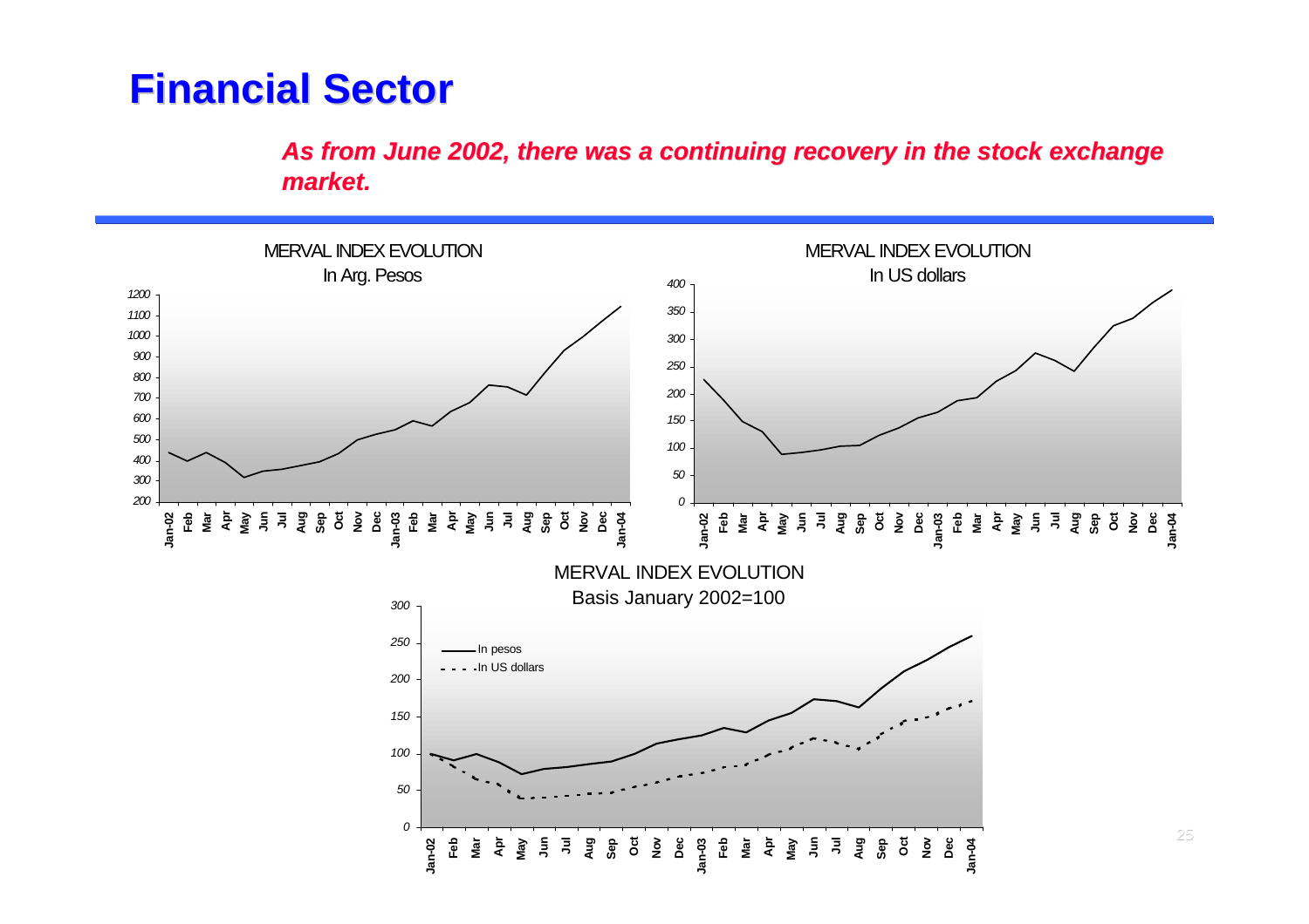# Financial Sector

***As from June 2002, there was a continuing recovery in the stock exchange market.***

MERVAL INDEX EVOLUTION

In Arg. Pesos

MERVAL INDEX EVOLUTION

In US dollars

MERVAL INDEX EVOLUTION

Basis January 2002=100

In pesos

In US dollars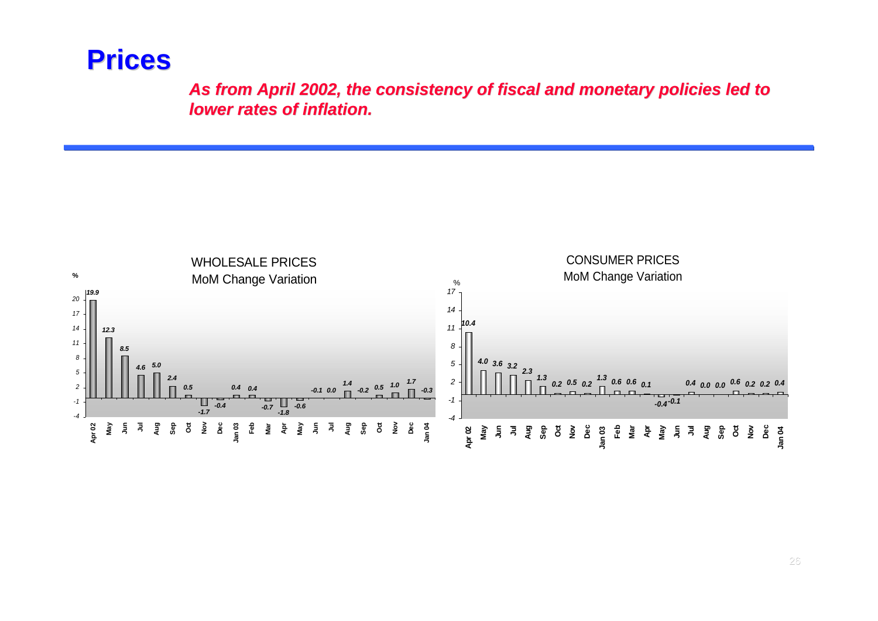# Prices

***As from April 2002, the consistency of fiscal and monetary policies led to lower rates of inflation.***

**WHOLESALE PRICES**
**MoM Change Variation (%)**

| Month | % |
|---|---|
| Apr 02 | 19.9 |
| May | 12.3 |
| Jun | 8.5 |
| Jul | 4.6 |
| Aug | 5.0 |
| Sep | 2.4 |
| Oct | 0.5 |
| Nov | -1.7 |
| Dec | -0.4 |
| Jan 03 | 0.4 |
| Feb | 0.4 |
| Mar | -0.7 |
| Apr | -1.8 |
| May | -0.6 |
| Jun | -0.1 |
| Jul | 0.0 |
| Aug | 1.4 |
| Sep | -0.2 |
| Oct | 0.5 |
| Nov | 1.0 |
| Dec | 1.7 |
| Jan 04 | -0.3 |

**CONSUMER PRICES**
**MoM Change Variation (%)**

| Month | % |
|---|---|
| Apr 02 | 10.4 |
| May | 4.0 |
| Jun | 3.6 |
| Jul | 3.2 |
| Aug | 2.3 |
| Sep | 1.3 |
| Oct | 0.2 |
| Nov | 0.5 |
| Dec | 0.2 |
| Jan 03 | 1.3 |
| Feb | 0.6 |
| Mar | 0.6 |
| Apr | 0.1 |
| May | -0.4 |
| Jun | -0.1 |
| Jul | 0.4 |
| Aug | 0.0 |
| Sep | 0.0 |
| Oct | 0.6 |
| Nov | 0.2 |
| Dec | 0.2 |
| Jan 04 | 0.4 |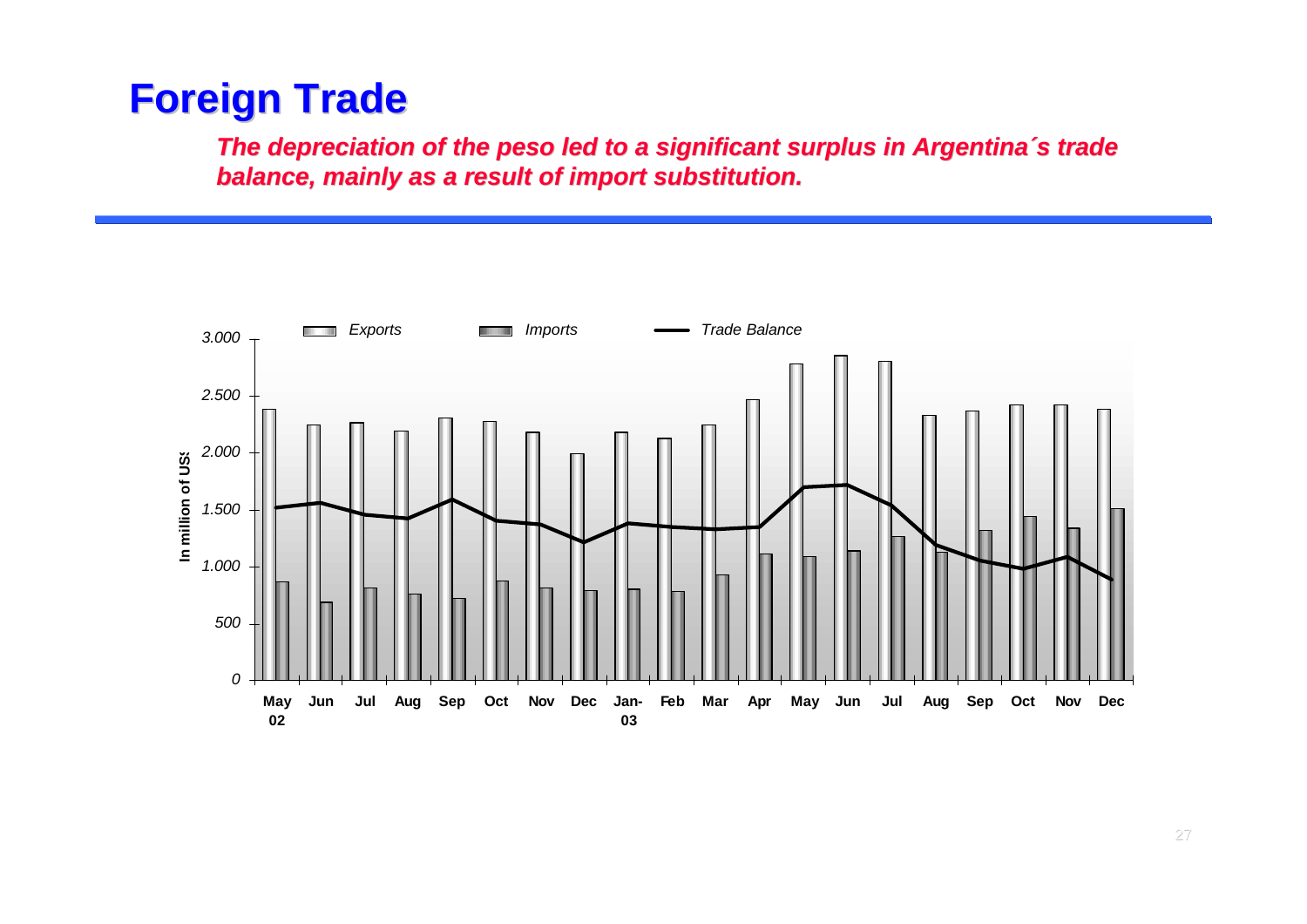# Foreign Trade

***The depreciation of the peso led to a significant surplus in Argentina´s trade balance, mainly as a result of import substitution.***

*Exports* | *Imports* | *Trade Balance*

In million of US$

3.000
2.500
2.000
1.500
1.000
500
0

May 02 | Jun | Jul | Aug | Sep | Oct | Nov | Dec | Jan-03 | Feb | Mar | Apr | May | Jun | Jul | Aug | Sep | Oct | Nov | Dec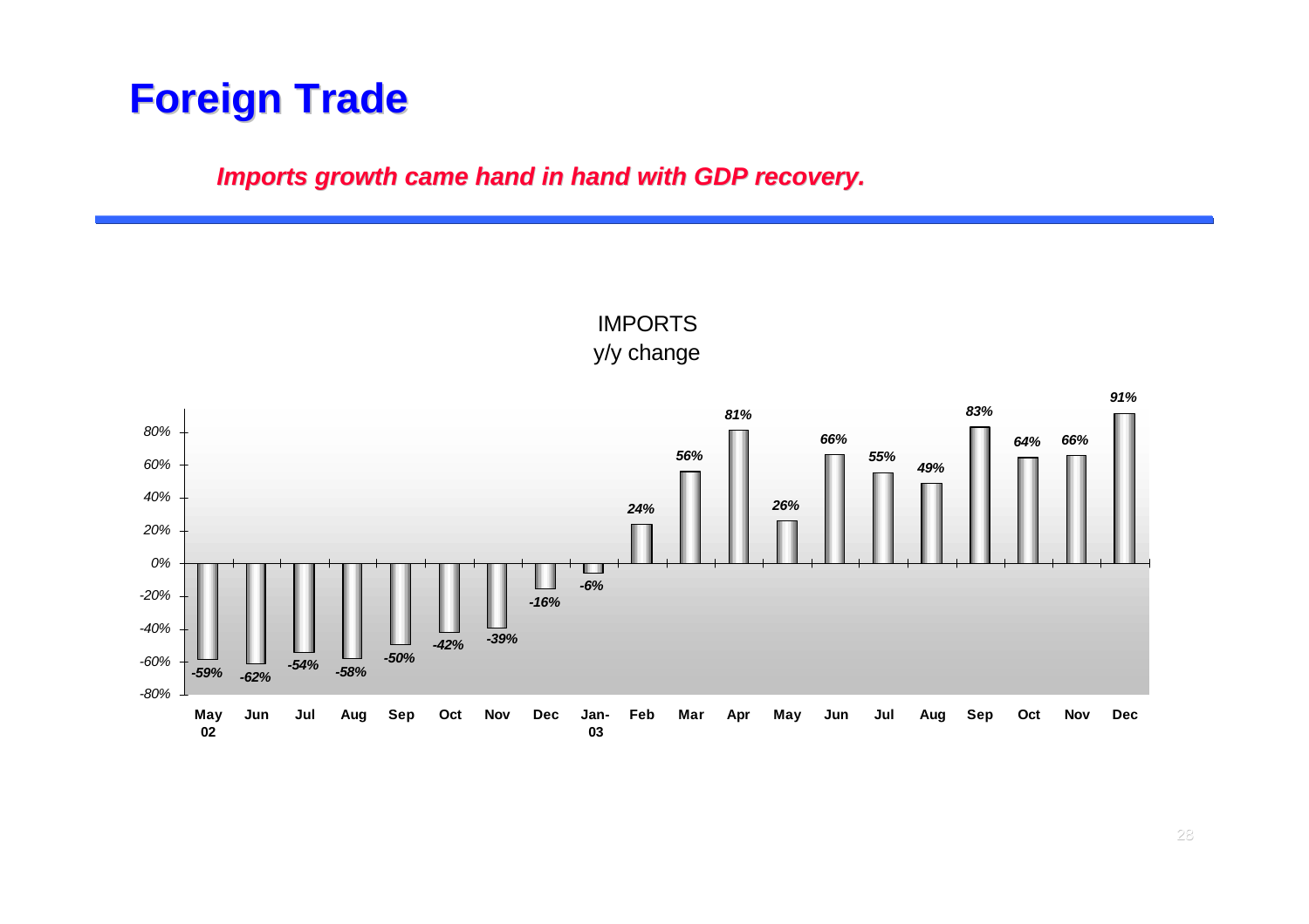# Foreign Trade

***Imports growth came hand in hand with GDP recovery.***

IMPORTS
y/y change

| Month | y/y change |
|---|---|
| May 02 | -59% |
| Jun | -62% |
| Jul | -54% |
| Aug | -58% |
| Sep | -50% |
| Oct | -42% |
| Nov | -39% |
| Dec | -16% |
| Jan-03 | -6% |
| Feb | 24% |
| Mar | 56% |
| Apr | 81% |
| May | 26% |
| Jun | 66% |
| Jul | 55% |
| Aug | 49% |
| Sep | 83% |
| Oct | 64% |
| Nov | 66% |
| Dec | 91% |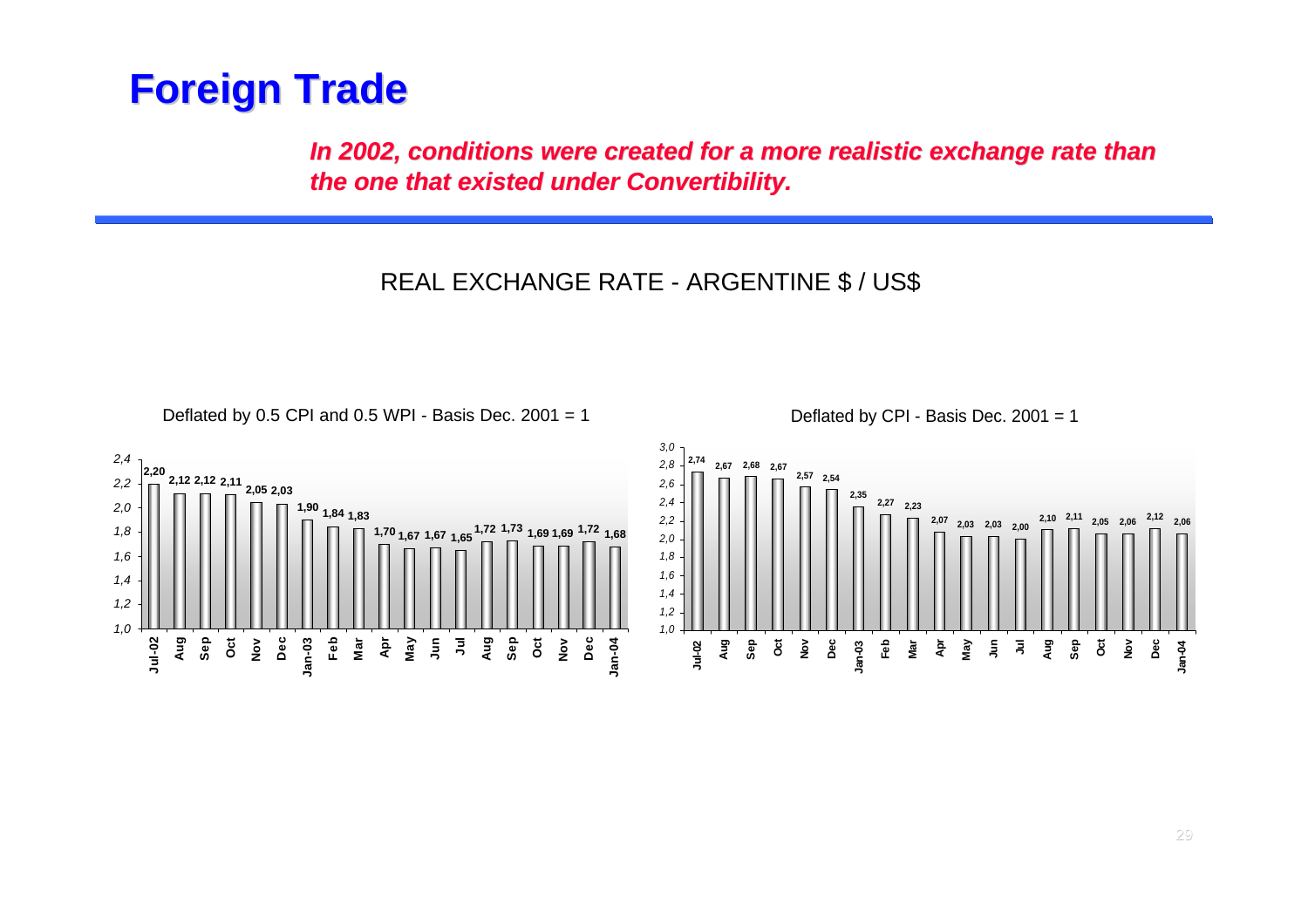# Foreign Trade

***In 2002, conditions were created for a more realistic exchange rate than the one that existed under Convertibility.***

REAL EXCHANGE RATE - ARGENTINE $ / US$

Deflated by 0.5 CPI and 0.5 WPI - Basis Dec. 2001 = 1

| Month | Value |
|---|---|
| Jul-02 | 2,20 |
| Aug | 2,12 |
| Sep | 2,12 |
| Oct | 2,11 |
| Nov | 2,05 |
| Dec | 2,03 |
| Jan-03 | 1,90 |
| Feb | 1,84 |
| Mar | 1,83 |
| Apr | 1,70 |
| May | 1,67 |
| Jun | 1,67 |
| Jul | 1,65 |
| Aug | 1,72 |
| Sep | 1,73 |
| Oct | 1,69 |
| Nov | 1,69 |
| Dec | 1,72 |
| Jan-04 | 1,68 |

Deflated by CPI - Basis Dec. 2001 = 1

| Month | Value |
|---|---|
| Jul-02 | 2,74 |
| Aug | 2,67 |
| Sep | 2,68 |
| Oct | 2,67 |
| Nov | 2,57 |
| Dec | 2,54 |
| Jan-03 | 2,35 |
| Feb | 2,27 |
| Mar | 2,23 |
| Apr | 2,07 |
| May | 2,03 |
| Jun | 2,03 |
| Jul | 2,00 |
| Aug | 2,10 |
| Sep | 2,11 |
| Oct | 2,05 |
| Nov | 2,06 |
| Dec | 2,12 |
| Jan-04 | 2,06 |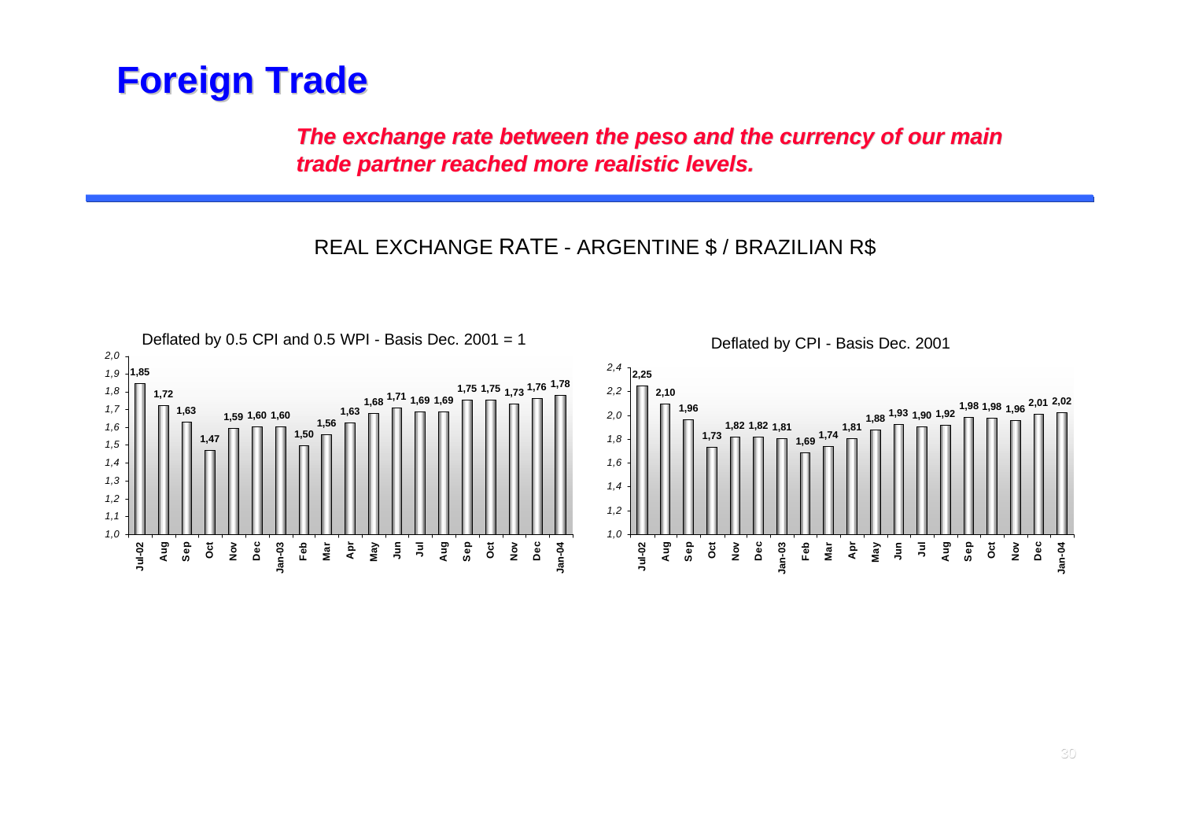# Foreign Trade

***The exchange rate between the peso and the currency of our main trade partner reached more realistic levels.***

REAL EXCHANGE RATE - ARGENTINE $ / BRAZILIAN R$

Deflated by 0.5 CPI and 0.5 WPI - Basis Dec. 2001 = 1

2,0
1,9
1,8
1,7
1,6
1,5
1,4
1,3
1,2
1,1
1,0

1,85 1,72 1,63 1,47 1,59 1,60 1,60 1,50 1,56 1,63 1,68 1,71 1,69 1,69 1,75 1,75 1,73 1,76 1,78

Jul-02 Aug Sep Oct Nov Dec Jan-03 Feb Mar Apr May Jun Jul Aug Sep Oct Nov Dec Jan-04

Deflated by CPI - Basis Dec. 2001

2,4
2,2
2,0
1,8
1,6
1,4
1,2
1,0

2,25 2,10 1,96 1,73 1,82 1,82 1,81 1,69 1,74 1,81 1,88 1,93 1,90 1,92 1,98 1,98 1,96 2,01 2,02

Jul-02 Aug Sep Oct Nov Dec Jan-03 Feb Mar Apr May Jun Jul Aug Sep Oct Nov Dec Jan-04